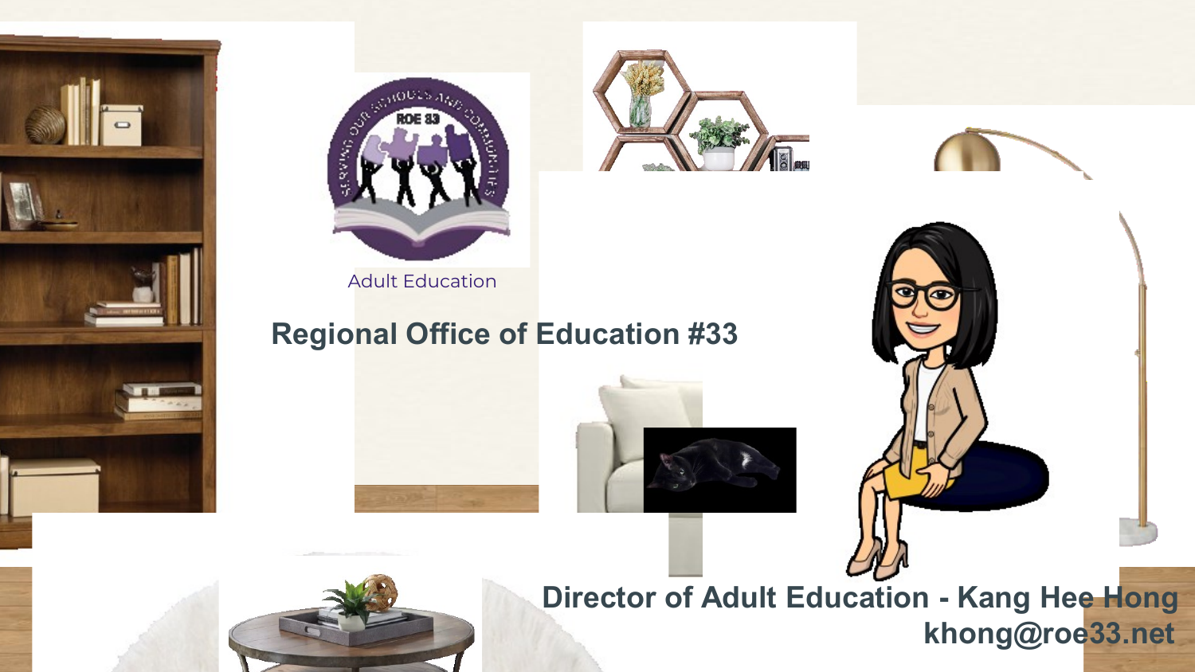Adult Education

# Regional Office of Education #33

**Director of Adult Education - Kang Hee Hong**
**khong@roe33.net**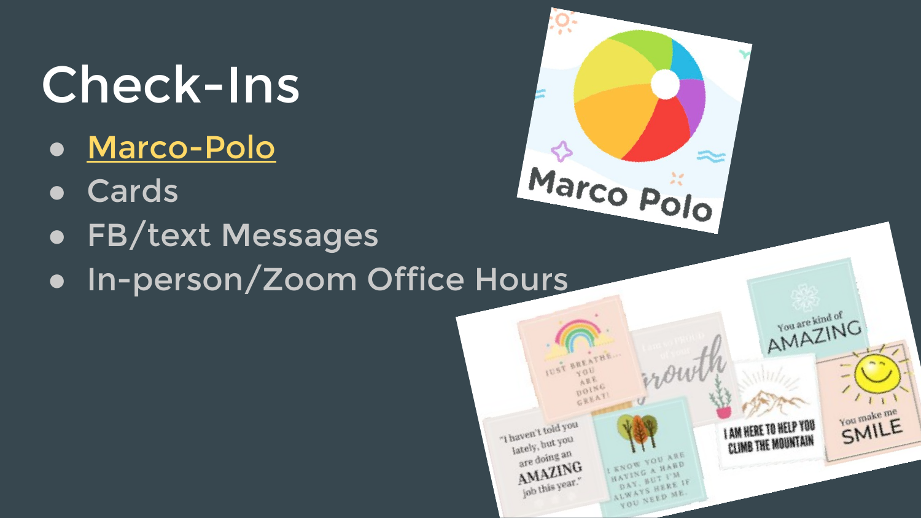# Check-Ins

- Marco-Polo
- Cards
- FB/text Messages
- In-person/Zoom Office Hours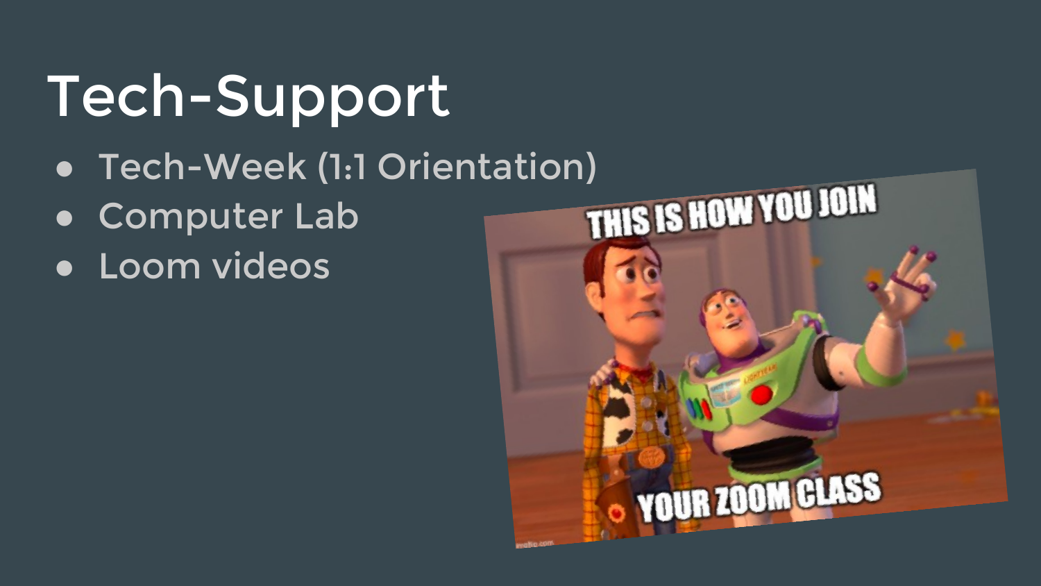# Tech-Support

- Tech-Week (1:1 Orientation)
- Computer Lab
- Loom videos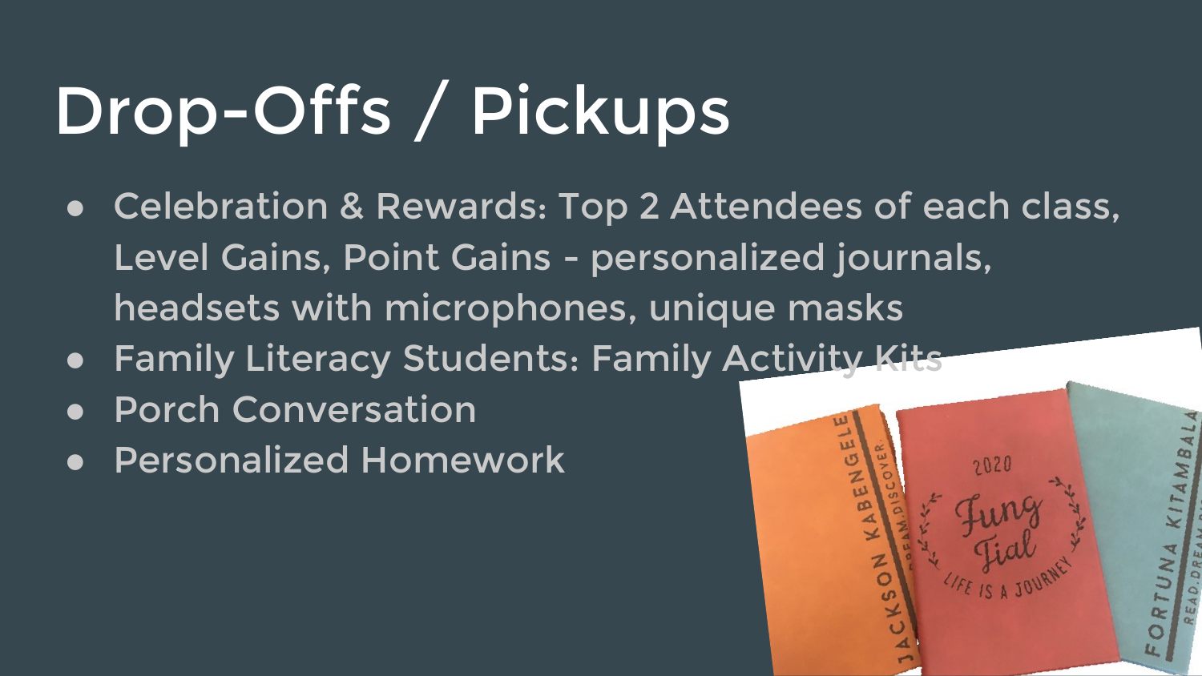# Drop-Offs / Pickups

- Celebration & Rewards: Top 2 Attendees of each class, Level Gains, Point Gains - personalized journals, headsets with microphones, unique masks
- Family Literacy Students: Family Activity Kits
- Porch Conversation
- Personalized Homework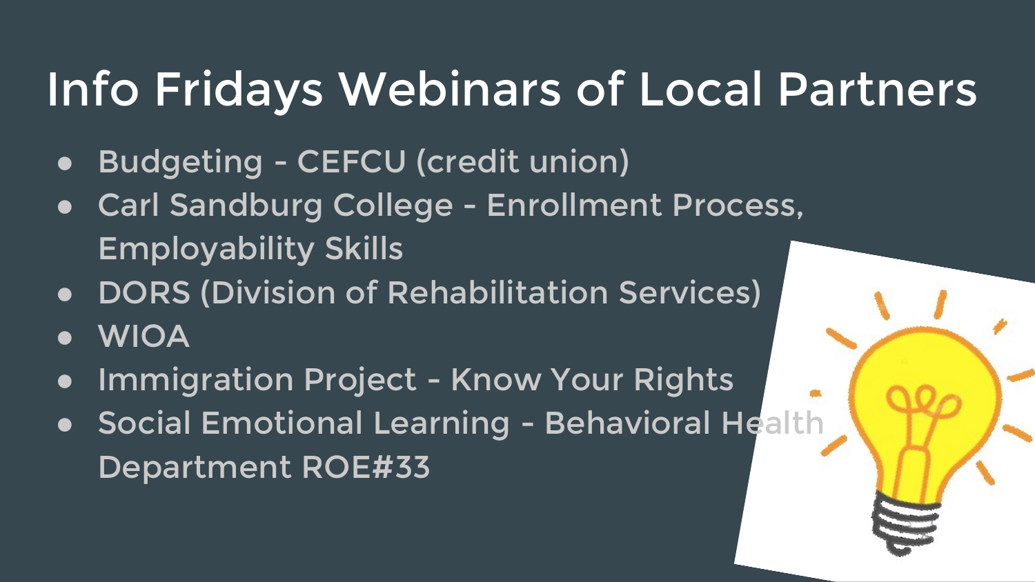# Info Fridays Webinars of Local Partners

- Budgeting - CEFCU (credit union)
- Carl Sandburg College - Enrollment Process, Employability Skills
- DORS (Division of Rehabilitation Services)
- WIOA
- Immigration Project - Know Your Rights
- Social Emotional Learning - Behavioral Health Department ROE#33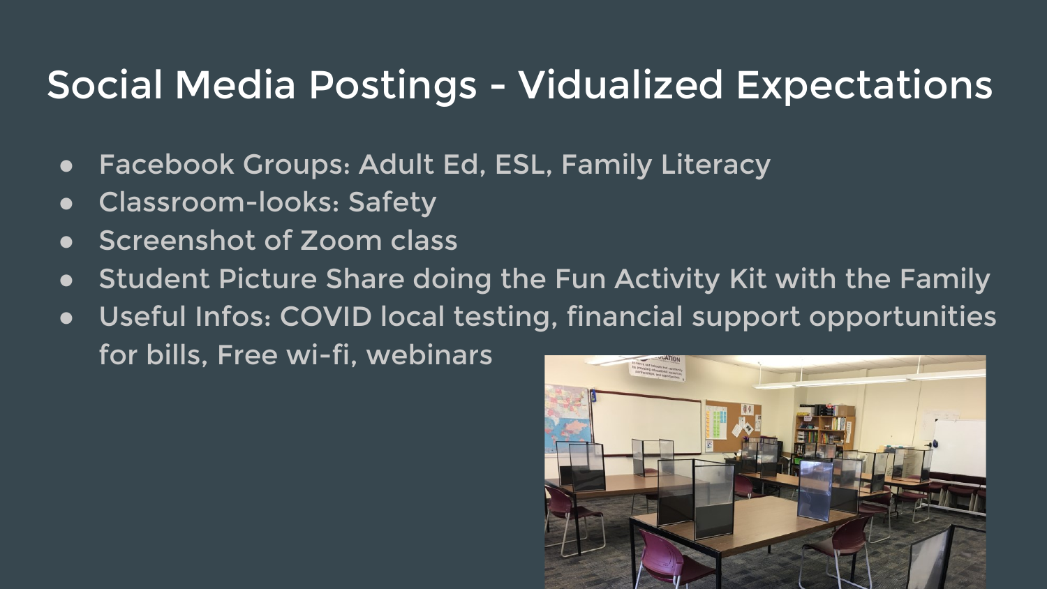# Social Media Postings - Vidualized Expectations

- Facebook Groups: Adult Ed, ESL, Family Literacy
- Classroom-looks: Safety
- Screenshot of Zoom class
- Student Picture Share doing the Fun Activity Kit with the Family
- Useful Infos: COVID local testing, financial support opportunities for bills, Free wi-fi, webinars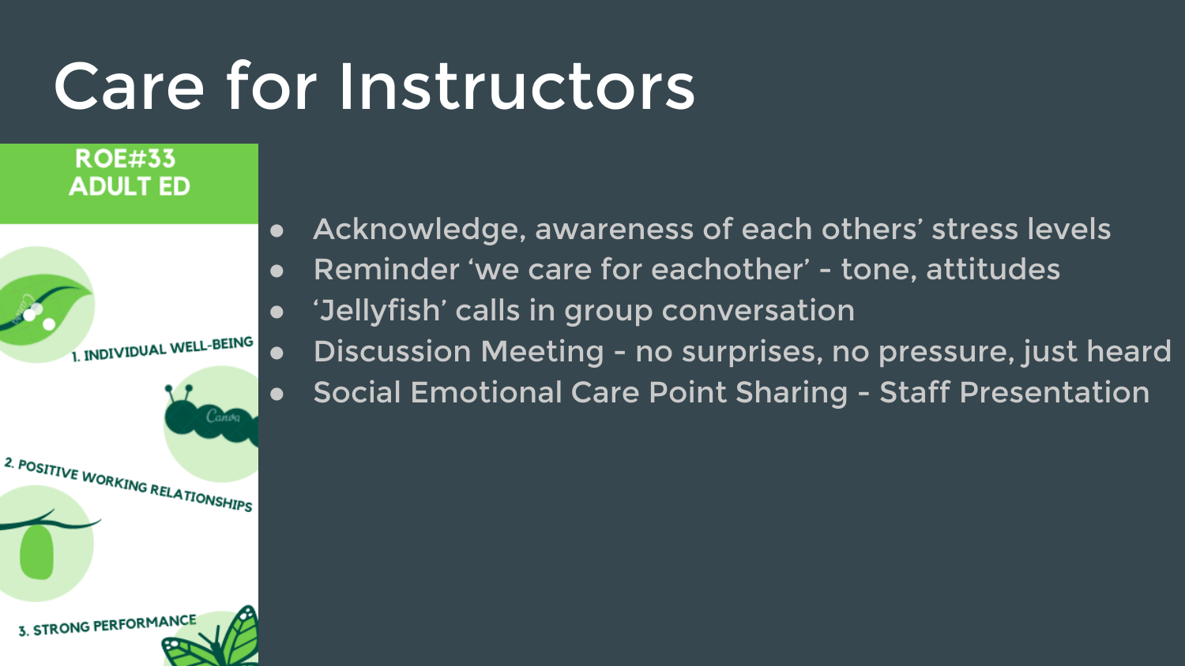# Care for Instructors

ROE#33
ADULT ED

1. INDIVIDUAL WELL-BEING

2. POSITIVE WORKING RELATIONSHIPS

3. STRONG PERFORMANCE

- Acknowledge, awareness of each others' stress levels
- Reminder 'we care for eachother' - tone, attitudes
- 'Jellyfish' calls in group conversation
- Discussion Meeting - no surprises, no pressure, just heard
- Social Emotional Care Point Sharing - Staff Presentation